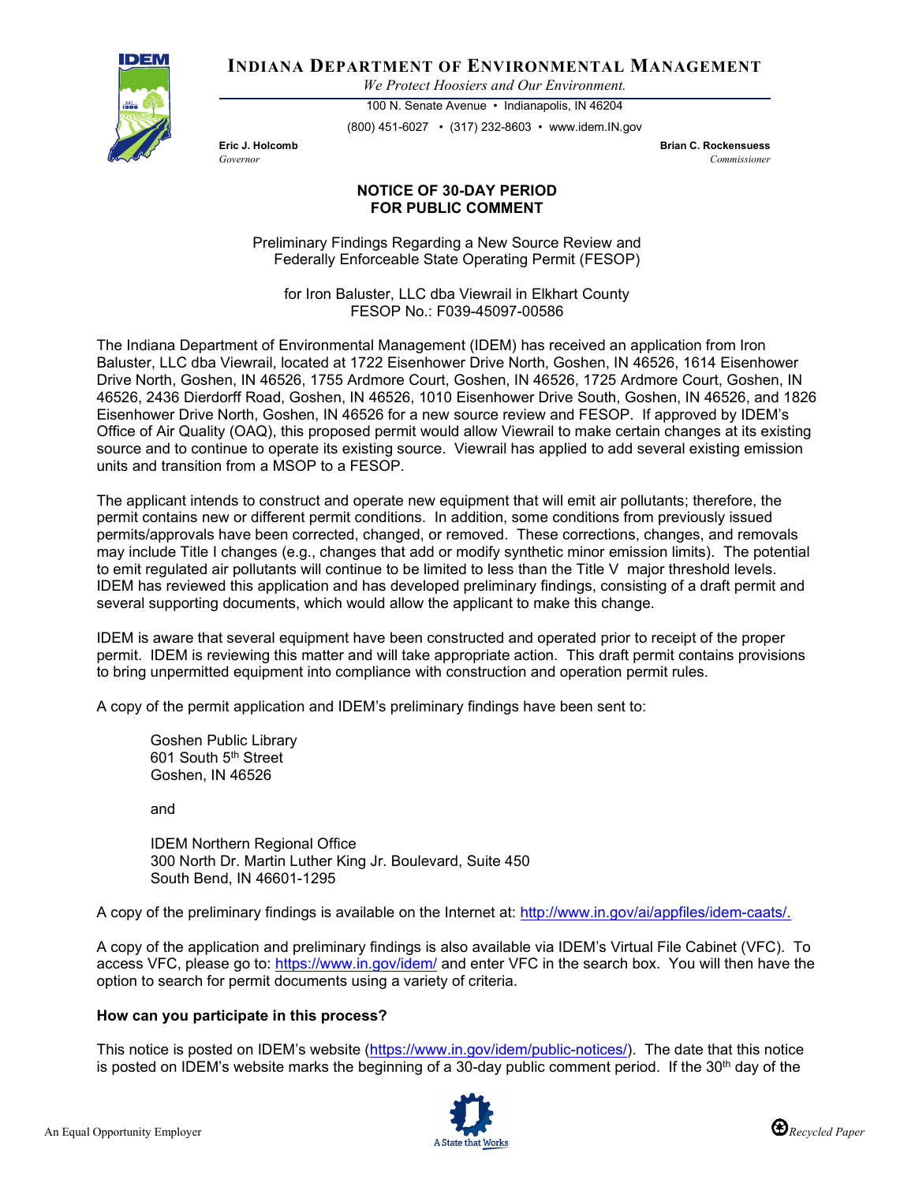# INDIANA DEPARTMENT OF ENVIRONMENTAL MANAGEMENT

*We Protect Hoosiers and Our Environment.*

100 N. Senate Avenue • Indianapolis, IN 46204

(800) 451-6027 • (317) 232-8603 • www.idem.IN.gov

**Eric J. Holcomb**
*Governor*

**Brian C. Rockensuess**
*Commissioner*

## NOTICE OF 30-DAY PERIOD FOR PUBLIC COMMENT

Preliminary Findings Regarding a New Source Review and Federally Enforceable State Operating Permit (FESOP)

for Iron Baluster, LLC dba Viewrail in Elkhart County
FESOP No.: F039-45097-00586

The Indiana Department of Environmental Management (IDEM) has received an application from Iron Baluster, LLC dba Viewrail, located at 1722 Eisenhower Drive North, Goshen, IN 46526, 1614 Eisenhower Drive North, Goshen, IN 46526, 1755 Ardmore Court, Goshen, IN 46526, 1725 Ardmore Court, Goshen, IN 46526, 2436 Dierdorff Road, Goshen, IN 46526, 1010 Eisenhower Drive South, Goshen, IN 46526, and 1826 Eisenhower Drive North, Goshen, IN 46526 for a new source review and FESOP. If approved by IDEM's Office of Air Quality (OAQ), this proposed permit would allow Viewrail to make certain changes at its existing source and to continue to operate its existing source. Viewrail has applied to add several existing emission units and transition from a MSOP to a FESOP.

The applicant intends to construct and operate new equipment that will emit air pollutants; therefore, the permit contains new or different permit conditions. In addition, some conditions from previously issued permits/approvals have been corrected, changed, or removed. These corrections, changes, and removals may include Title I changes (e.g., changes that add or modify synthetic minor emission limits). The potential to emit regulated air pollutants will continue to be limited to less than the Title V major threshold levels. IDEM has reviewed this application and has developed preliminary findings, consisting of a draft permit and several supporting documents, which would allow the applicant to make this change.

IDEM is aware that several equipment have been constructed and operated prior to receipt of the proper permit. IDEM is reviewing this matter and will take appropriate action. This draft permit contains provisions to bring unpermitted equipment into compliance with construction and operation permit rules.

A copy of the permit application and IDEM's preliminary findings have been sent to:

Goshen Public Library
601 South 5th Street
Goshen, IN 46526

and

IDEM Northern Regional Office
300 North Dr. Martin Luther King Jr. Boulevard, Suite 450
South Bend, IN 46601-1295

A copy of the preliminary findings is available on the Internet at: http://www.in.gov/ai/appfiles/idem-caats/.

A copy of the application and preliminary findings is also available via IDEM's Virtual File Cabinet (VFC). To access VFC, please go to: https://www.in.gov/idem/ and enter VFC in the search box. You will then have the option to search for permit documents using a variety of criteria.

**How can you participate in this process?**

This notice is posted on IDEM's website (https://www.in.gov/idem/public-notices/). The date that this notice is posted on IDEM's website marks the beginning of a 30-day public comment period. If the 30th day of the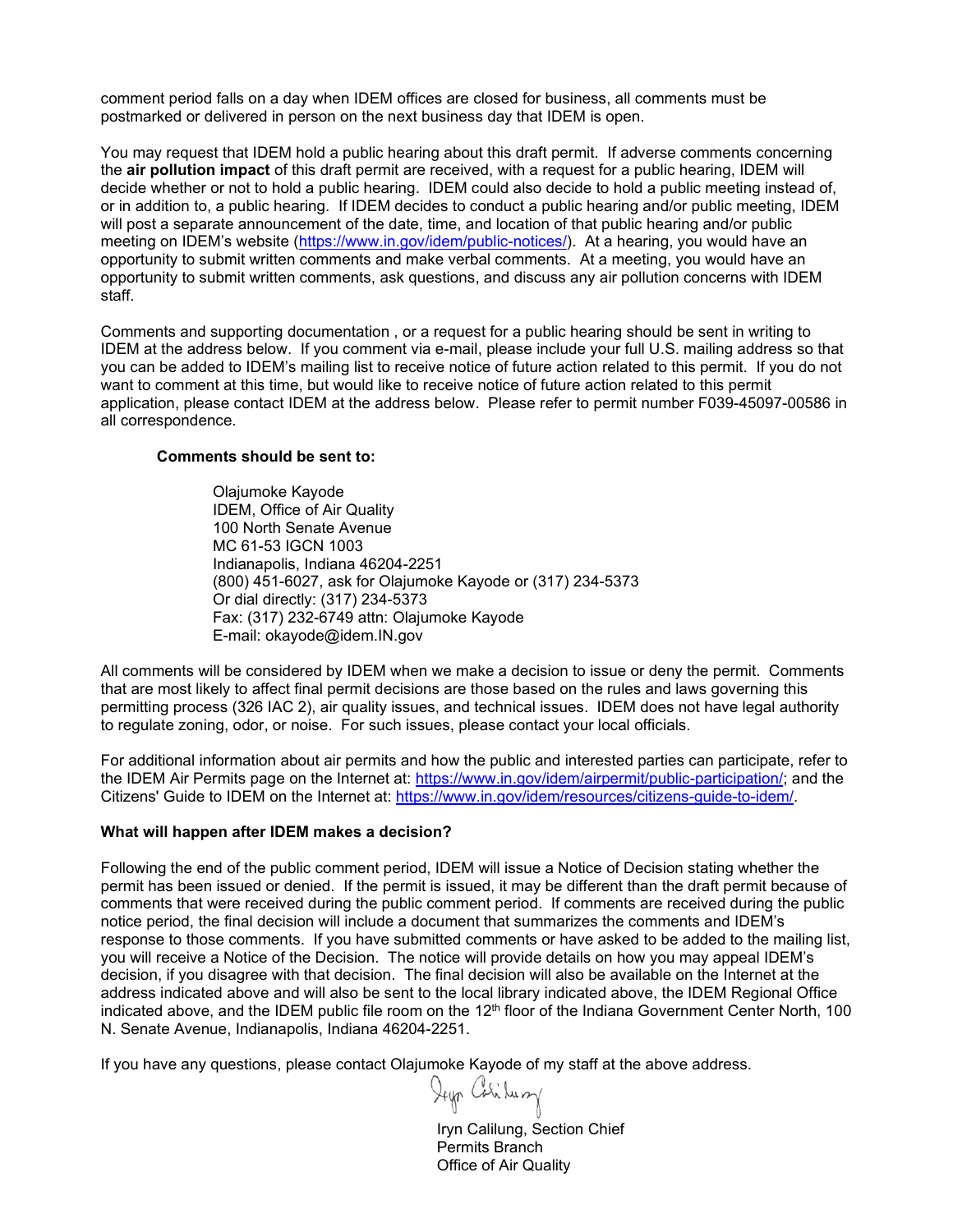comment period falls on a day when IDEM offices are closed for business, all comments must be postmarked or delivered in person on the next business day that IDEM is open.

You may request that IDEM hold a public hearing about this draft permit. If adverse comments concerning the **air pollution impact** of this draft permit are received, with a request for a public hearing, IDEM will decide whether or not to hold a public hearing. IDEM could also decide to hold a public meeting instead of, or in addition to, a public hearing. If IDEM decides to conduct a public hearing and/or public meeting, IDEM will post a separate announcement of the date, time, and location of that public hearing and/or public meeting on IDEM's website (https://www.in.gov/idem/public-notices/). At a hearing, you would have an opportunity to submit written comments and make verbal comments. At a meeting, you would have an opportunity to submit written comments, ask questions, and discuss any air pollution concerns with IDEM staff.

Comments and supporting documentation , or a request for a public hearing should be sent in writing to IDEM at the address below. If you comment via e-mail, please include your full U.S. mailing address so that you can be added to IDEM's mailing list to receive notice of future action related to this permit. If you do not want to comment at this time, but would like to receive notice of future action related to this permit application, please contact IDEM at the address below. Please refer to permit number F039-45097-00586 in all correspondence.

**Comments should be sent to:**

Olajumoke Kayode
IDEM, Office of Air Quality
100 North Senate Avenue
MC 61-53 IGCN 1003
Indianapolis, Indiana 46204-2251
(800) 451-6027, ask for Olajumoke Kayode or (317) 234-5373
Or dial directly: (317) 234-5373
Fax: (317) 232-6749 attn: Olajumoke Kayode
E-mail: okayode@idem.IN.gov

All comments will be considered by IDEM when we make a decision to issue or deny the permit. Comments that are most likely to affect final permit decisions are those based on the rules and laws governing this permitting process (326 IAC 2), air quality issues, and technical issues. IDEM does not have legal authority to regulate zoning, odor, or noise. For such issues, please contact your local officials.

For additional information about air permits and how the public and interested parties can participate, refer to the IDEM Air Permits page on the Internet at: https://www.in.gov/idem/airpermit/public-participation/; and the Citizens' Guide to IDEM on the Internet at: https://www.in.gov/idem/resources/citizens-guide-to-idem/.

**What will happen after IDEM makes a decision?**

Following the end of the public comment period, IDEM will issue a Notice of Decision stating whether the permit has been issued or denied. If the permit is issued, it may be different than the draft permit because of comments that were received during the public comment period. If comments are received during the public notice period, the final decision will include a document that summarizes the comments and IDEM's response to those comments. If you have submitted comments or have asked to be added to the mailing list, you will receive a Notice of the Decision. The notice will provide details on how you may appeal IDEM's decision, if you disagree with that decision. The final decision will also be available on the Internet at the address indicated above and will also be sent to the local library indicated above, the IDEM Regional Office indicated above, and the IDEM public file room on the 12th floor of the Indiana Government Center North, 100 N. Senate Avenue, Indianapolis, Indiana 46204-2251.

If you have any questions, please contact Olajumoke Kayode of my staff at the above address.

Iryn Calilung, Section Chief
Permits Branch
Office of Air Quality